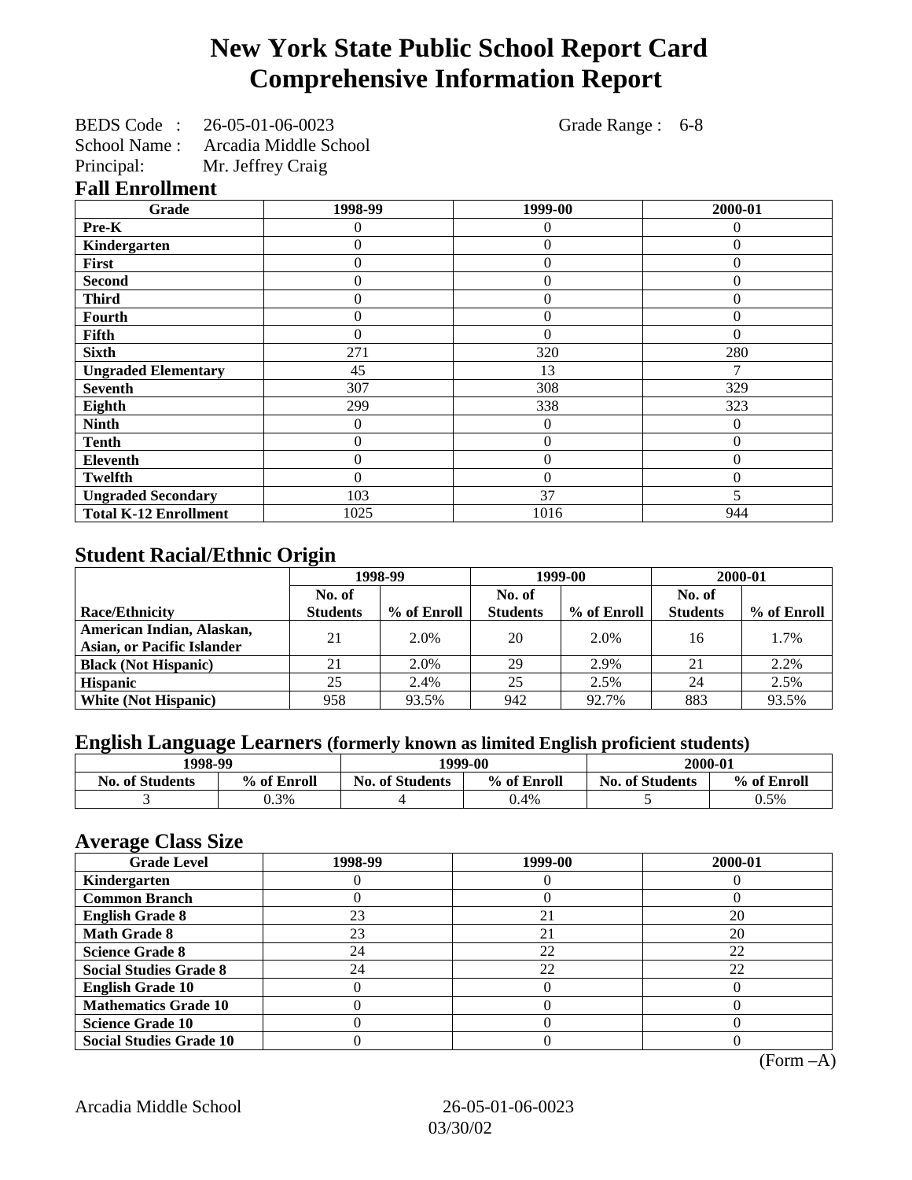# New York State Public School Report Card
# Comprehensive Information Report

BEDS Code : 26-05-01-06-0023 Grade Range : 6-8
School Name : Arcadia Middle School
Principal: Mr. Jeffrey Craig

## Fall Enrollment

| Grade | 1998-99 | 1999-00 | 2000-01 |
|---|---|---|---|
| Pre-K | 0 | 0 | 0 |
| Kindergarten | 0 | 0 | 0 |
| First | 0 | 0 | 0 |
| Second | 0 | 0 | 0 |
| Third | 0 | 0 | 0 |
| Fourth | 0 | 0 | 0 |
| Fifth | 0 | 0 | 0 |
| Sixth | 271 | 320 | 280 |
| Ungraded Elementary | 45 | 13 | 7 |
| Seventh | 307 | 308 | 329 |
| Eighth | 299 | 338 | 323 |
| Ninth | 0 | 0 | 0 |
| Tenth | 0 | 0 | 0 |
| Eleventh | 0 | 0 | 0 |
| Twelfth | 0 | 0 | 0 |
| Ungraded Secondary | 103 | 37 | 5 |
| Total K-12 Enrollment | 1025 | 1016 | 944 |

## Student Racial/Ethnic Origin

| | 1998-99 | | 1999-00 | | 2000-01 | |
|---|---|---|---|---|---|---|
| Race/Ethnicity | No. of Students | % of Enroll | No. of Students | % of Enroll | No. of Students | % of Enroll |
| American Indian, Alaskan, Asian, or Pacific Islander | 21 | 2.0% | 20 | 2.0% | 16 | 1.7% |
| Black (Not Hispanic) | 21 | 2.0% | 29 | 2.9% | 21 | 2.2% |
| Hispanic | 25 | 2.4% | 25 | 2.5% | 24 | 2.5% |
| White (Not Hispanic) | 958 | 93.5% | 942 | 92.7% | 883 | 93.5% |

## English Language Learners (formerly known as limited English proficient students)

| 1998-99 | | 1999-00 | | 2000-01 | |
|---|---|---|---|---|---|
| No. of Students | % of Enroll | No. of Students | % of Enroll | No. of Students | % of Enroll |
| 3 | 0.3% | 4 | 0.4% | 5 | 0.5% |

## Average Class Size

| Grade Level | 1998-99 | 1999-00 | 2000-01 |
|---|---|---|---|
| Kindergarten | 0 | 0 | 0 |
| Common Branch | 0 | 0 | 0 |
| English Grade 8 | 23 | 21 | 20 |
| Math Grade 8 | 23 | 21 | 20 |
| Science Grade 8 | 24 | 22 | 22 |
| Social Studies Grade 8 | 24 | 22 | 22 |
| English Grade 10 | 0 | 0 | 0 |
| Mathematics Grade 10 | 0 | 0 | 0 |
| Science Grade 10 | 0 | 0 | 0 |
| Social Studies Grade 10 | 0 | 0 | 0 |

(Form –A)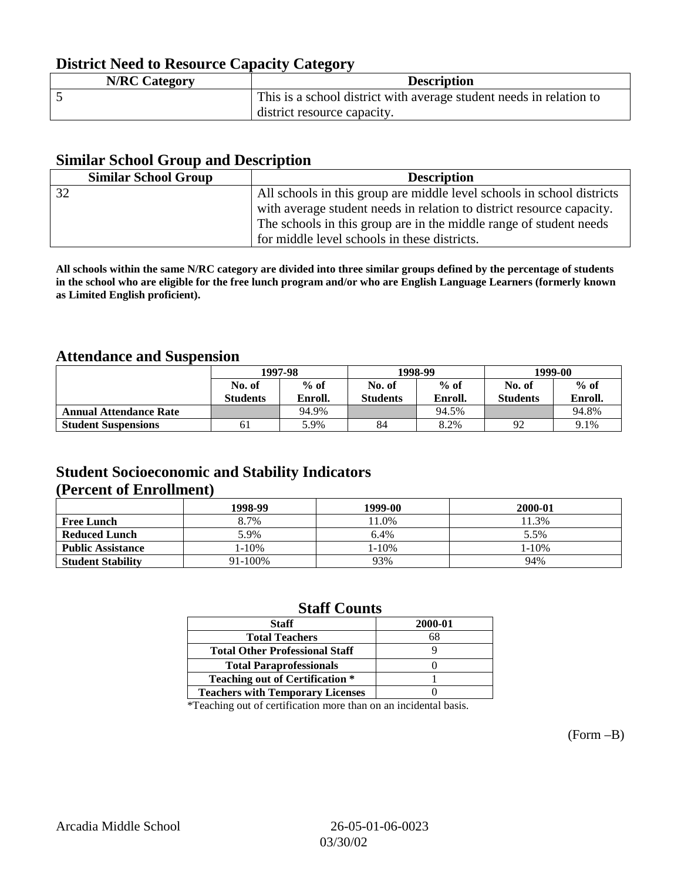## District Need to Resource Capacity Category

| N/RC Category | Description |
|---|---|
| 5 | This is a school district with average student needs in relation to district resource capacity. |

## Similar School Group and Description

| Similar School Group | Description |
|---|---|
| 32 | All schools in this group are middle level schools in school districts with average student needs in relation to district resource capacity. The schools in this group are in the middle range of student needs for middle level schools in these districts. |

**All schools within the same N/RC category are divided into three similar groups defined by the percentage of students in the school who are eligible for the free lunch program and/or who are English Language Learners (formerly known as Limited English proficient).**

## Attendance and Suspension

| | 1997-98 | | 1998-99 | | 1999-00 | |
|---|---|---|---|---|---|---|
| | No. of Students | % of Enroll. | No. of Students | % of Enroll. | No. of Students | % of Enroll. |
| **Annual Attendance Rate** | | 94.9% | | 94.5% | | 94.8% |
| **Student Suspensions** | 61 | 5.9% | 84 | 8.2% | 92 | 9.1% |

## Student Socioeconomic and Stability Indicators (Percent of Enrollment)

| | 1998-99 | 1999-00 | 2000-01 |
|---|---|---|---|
| **Free Lunch** | 8.7% | 11.0% | 11.3% |
| **Reduced Lunch** | 5.9% | 6.4% | 5.5% |
| **Public Assistance** | 1-10% | 1-10% | 1-10% |
| **Student Stability** | 91-100% | 93% | 94% |

## Staff Counts

| Staff | 2000-01 |
|---|---|
| Total Teachers | 68 |
| Total Other Professional Staff | 9 |
| Total Paraprofessionals | 0 |
| Teaching out of Certification * | 1 |
| Teachers with Temporary Licenses | 0 |

*Teaching out of certification more than on an incidental basis.

(Form –B)

Arcadia Middle School 26-05-01-06-0023

03/30/02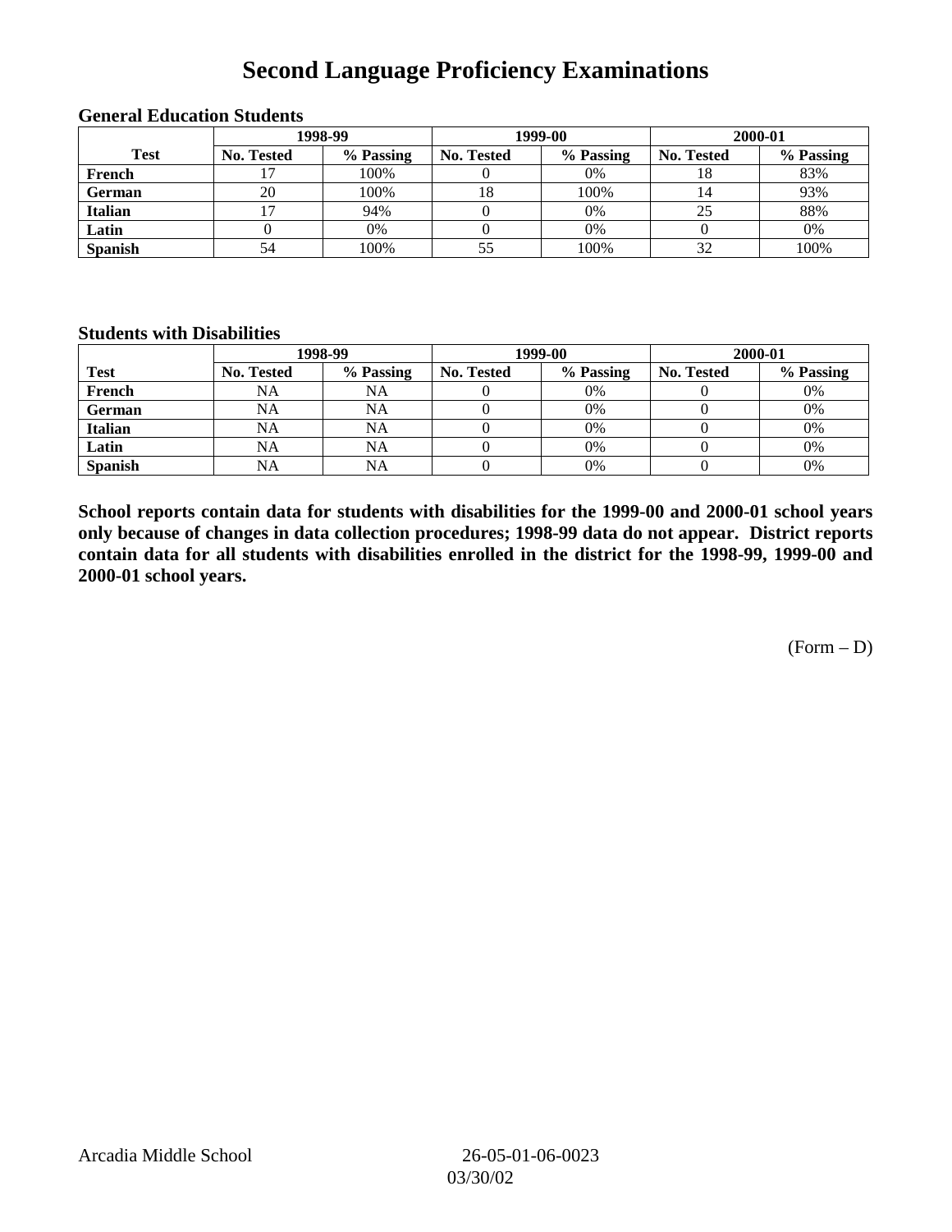# Second Language Proficiency Examinations

### General Education Students

| Test | 1998-99 | | 1999-00 | | 2000-01 | |
|---|---|---|---|---|---|---|
| | No. Tested | % Passing | No. Tested | % Passing | No. Tested | % Passing |
| French | 17 | 100% | 0 | 0% | 18 | 83% |
| German | 20 | 100% | 18 | 100% | 14 | 93% |
| Italian | 17 | 94% | 0 | 0% | 25 | 88% |
| Latin | 0 | 0% | 0 | 0% | 0 | 0% |
| Spanish | 54 | 100% | 55 | 100% | 32 | 100% |

### Students with Disabilities

| | 1998-99 | | 1999-00 | | 2000-01 | |
|---|---|---|---|---|---|---|
| Test | No. Tested | % Passing | No. Tested | % Passing | No. Tested | % Passing |
| French | NA | NA | 0 | 0% | 0 | 0% |
| German | NA | NA | 0 | 0% | 0 | 0% |
| Italian | NA | NA | 0 | 0% | 0 | 0% |
| Latin | NA | NA | 0 | 0% | 0 | 0% |
| Spanish | NA | NA | 0 | 0% | 0 | 0% |

**School reports contain data for students with disabilities for the 1999-00 and 2000-01 school years only because of changes in data collection procedures; 1998-99 data do not appear. District reports contain data for all students with disabilities enrolled in the district for the 1998-99, 1999-00 and 2000-01 school years.**

(Form – D)

Arcadia Middle School 26-05-01-06-0023

03/30/02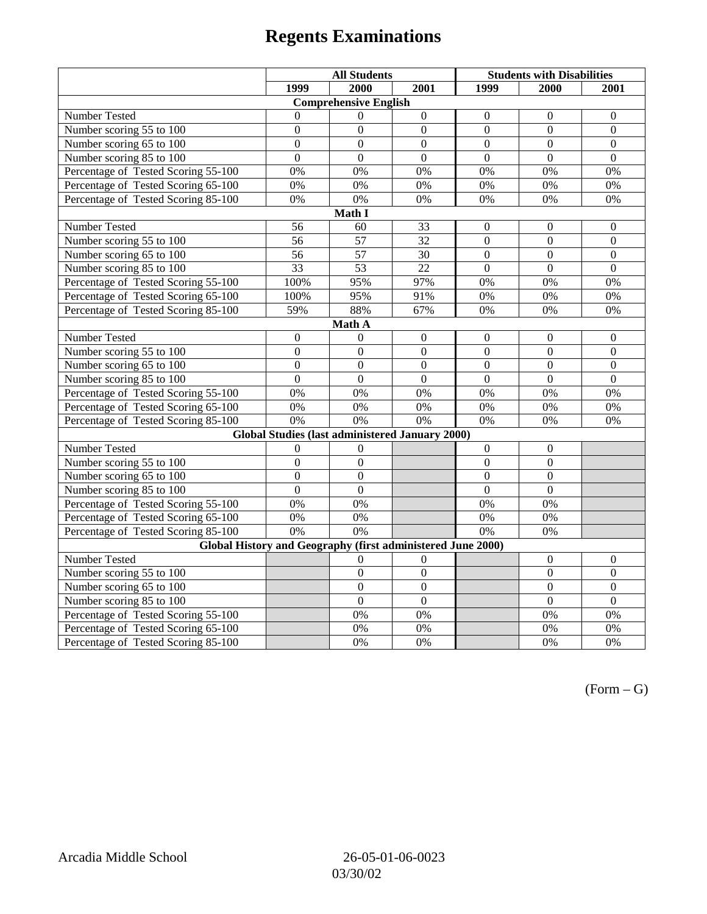# Regents Examinations

| | All Students | | | Students with Disabilities | | |
|---|---|---|---|---|---|---|
| | 1999 | 2000 | 2001 | 1999 | 2000 | 2001 |
| **Comprehensive English** | | | | | | |
| Number Tested | 0 | 0 | 0 | 0 | 0 | 0 |
| Number scoring 55 to 100 | 0 | 0 | 0 | 0 | 0 | 0 |
| Number scoring 65 to 100 | 0 | 0 | 0 | 0 | 0 | 0 |
| Number scoring 85 to 100 | 0 | 0 | 0 | 0 | 0 | 0 |
| Percentage of Tested Scoring 55-100 | 0% | 0% | 0% | 0% | 0% | 0% |
| Percentage of Tested Scoring 65-100 | 0% | 0% | 0% | 0% | 0% | 0% |
| Percentage of Tested Scoring 85-100 | 0% | 0% | 0% | 0% | 0% | 0% |
| **Math I** | | | | | | |
| Number Tested | 56 | 60 | 33 | 0 | 0 | 0 |
| Number scoring 55 to 100 | 56 | 57 | 32 | 0 | 0 | 0 |
| Number scoring 65 to 100 | 56 | 57 | 30 | 0 | 0 | 0 |
| Number scoring 85 to 100 | 33 | 53 | 22 | 0 | 0 | 0 |
| Percentage of Tested Scoring 55-100 | 100% | 95% | 97% | 0% | 0% | 0% |
| Percentage of Tested Scoring 65-100 | 100% | 95% | 91% | 0% | 0% | 0% |
| Percentage of Tested Scoring 85-100 | 59% | 88% | 67% | 0% | 0% | 0% |
| **Math A** | | | | | | |
| Number Tested | 0 | 0 | 0 | 0 | 0 | 0 |
| Number scoring 55 to 100 | 0 | 0 | 0 | 0 | 0 | 0 |
| Number scoring 65 to 100 | 0 | 0 | 0 | 0 | 0 | 0 |
| Number scoring 85 to 100 | 0 | 0 | 0 | 0 | 0 | 0 |
| Percentage of Tested Scoring 55-100 | 0% | 0% | 0% | 0% | 0% | 0% |
| Percentage of Tested Scoring 65-100 | 0% | 0% | 0% | 0% | 0% | 0% |
| Percentage of Tested Scoring 85-100 | 0% | 0% | 0% | 0% | 0% | 0% |
| **Global Studies (last administered January 2000)** | | | | | | |
| Number Tested | 0 | 0 | | 0 | 0 | |
| Number scoring 55 to 100 | 0 | 0 | | 0 | 0 | |
| Number scoring 65 to 100 | 0 | 0 | | 0 | 0 | |
| Number scoring 85 to 100 | 0 | 0 | | 0 | 0 | |
| Percentage of Tested Scoring 55-100 | 0% | 0% | | 0% | 0% | |
| Percentage of Tested Scoring 65-100 | 0% | 0% | | 0% | 0% | |
| Percentage of Tested Scoring 85-100 | 0% | 0% | | 0% | 0% | |
| **Global History and Geography (first administered June 2000)** | | | | | | |
| Number Tested | | 0 | 0 | | 0 | 0 |
| Number scoring 55 to 100 | | 0 | 0 | | 0 | 0 |
| Number scoring 65 to 100 | | 0 | 0 | | 0 | 0 |
| Number scoring 85 to 100 | | 0 | 0 | | 0 | 0 |
| Percentage of Tested Scoring 55-100 | | 0% | 0% | | 0% | 0% |
| Percentage of Tested Scoring 65-100 | | 0% | 0% | | 0% | 0% |
| Percentage of Tested Scoring 85-100 | | 0% | 0% | | 0% | 0% |

(Form – G)

Arcadia Middle School 26-05-01-06-0023
03/30/02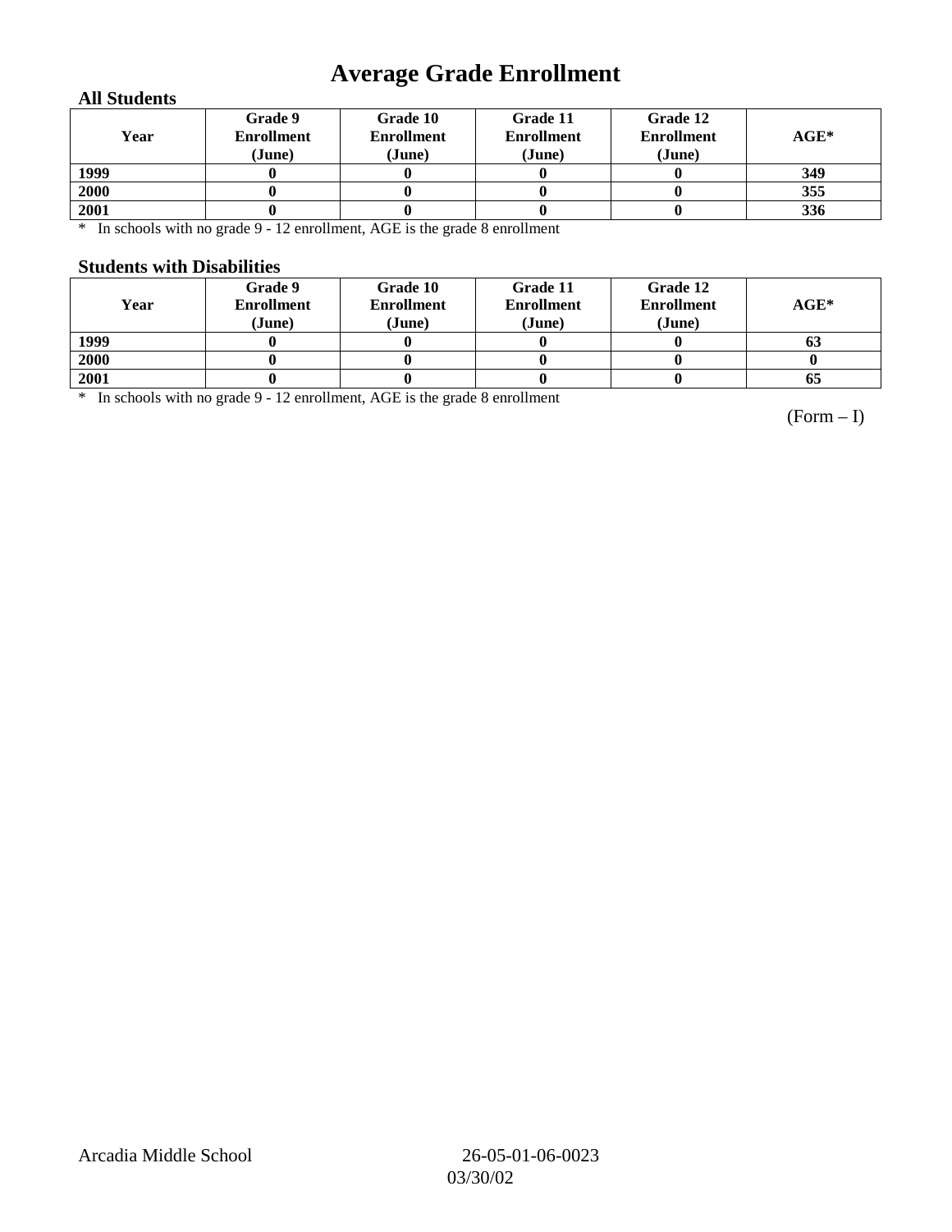# Average Grade Enrollment

### All Students

| Year | Grade 9 Enrollment (June) | Grade 10 Enrollment (June) | Grade 11 Enrollment (June) | Grade 12 Enrollment (June) | AGE* |
|---|---|---|---|---|---|
| 1999 | 0 | 0 | 0 | 0 | 349 |
| 2000 | 0 | 0 | 0 | 0 | 355 |
| 2001 | 0 | 0 | 0 | 0 | 336 |

* In schools with no grade 9 - 12 enrollment, AGE is the grade 8 enrollment

### Students with Disabilities

| Year | Grade 9 Enrollment (June) | Grade 10 Enrollment (June) | Grade 11 Enrollment (June) | Grade 12 Enrollment (June) | AGE* |
|---|---|---|---|---|---|
| 1999 | 0 | 0 | 0 | 0 | 63 |
| 2000 | 0 | 0 | 0 | 0 | 0 |
| 2001 | 0 | 0 | 0 | 0 | 65 |

* In schools with no grade 9 - 12 enrollment, AGE is the grade 8 enrollment

(Form – I)

Arcadia Middle School 26-05-01-06-0023
03/30/02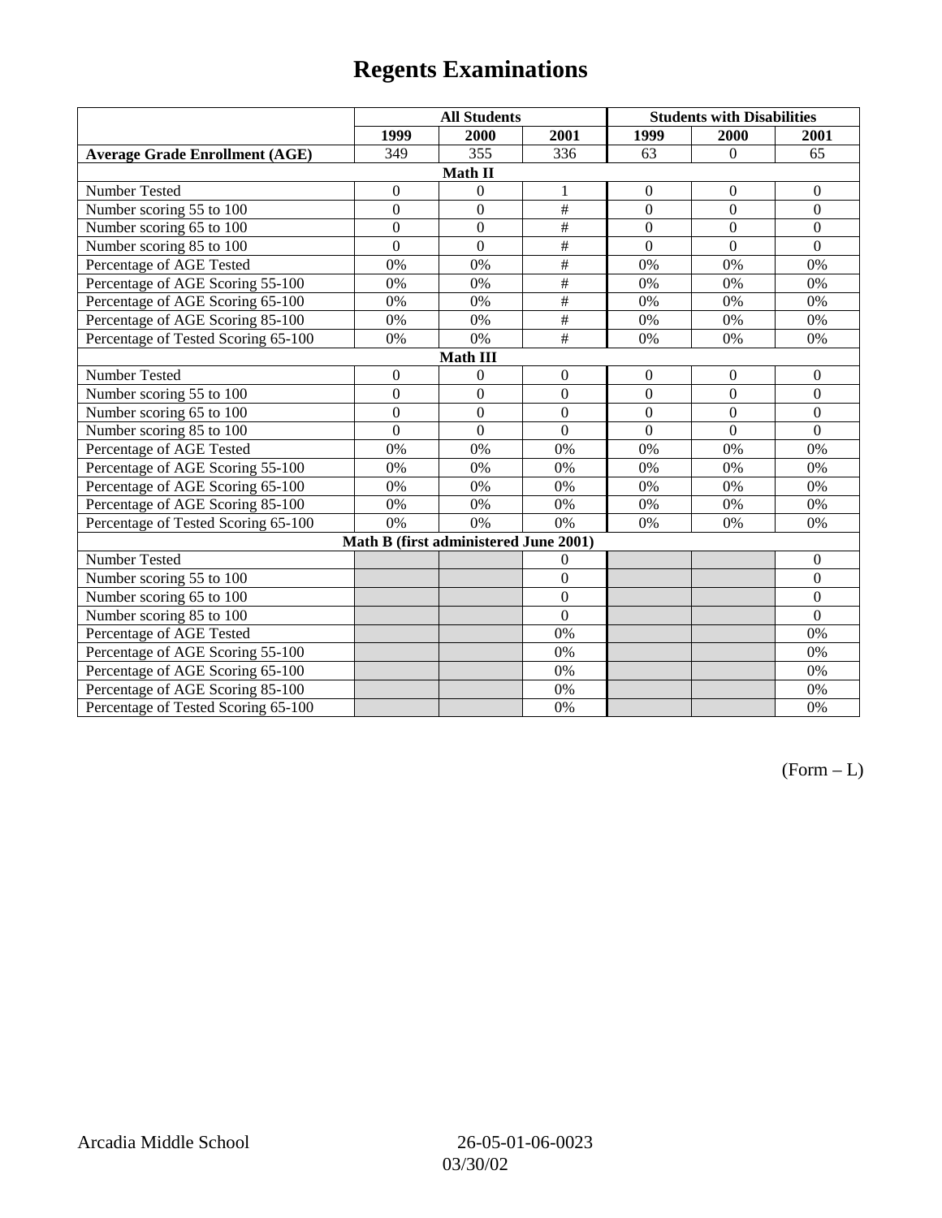# Regents Examinations

| | All Students | | | Students with Disabilities | | |
|---|---|---|---|---|---|---|
| | 1999 | 2000 | 2001 | 1999 | 2000 | 2001 |
| **Average Grade Enrollment (AGE)** | 349 | 355 | 336 | 63 | 0 | 65 |
| **Math II** | | | | | | |
| Number Tested | 0 | 0 | 1 | 0 | 0 | 0 |
| Number scoring 55 to 100 | 0 | 0 | # | 0 | 0 | 0 |
| Number scoring 65 to 100 | 0 | 0 | # | 0 | 0 | 0 |
| Number scoring 85 to 100 | 0 | 0 | # | 0 | 0 | 0 |
| Percentage of AGE Tested | 0% | 0% | # | 0% | 0% | 0% |
| Percentage of AGE Scoring 55-100 | 0% | 0% | # | 0% | 0% | 0% |
| Percentage of AGE Scoring 65-100 | 0% | 0% | # | 0% | 0% | 0% |
| Percentage of AGE Scoring 85-100 | 0% | 0% | # | 0% | 0% | 0% |
| Percentage of Tested Scoring 65-100 | 0% | 0% | # | 0% | 0% | 0% |
| **Math III** | | | | | | |
| Number Tested | 0 | 0 | 0 | 0 | 0 | 0 |
| Number scoring 55 to 100 | 0 | 0 | 0 | 0 | 0 | 0 |
| Number scoring 65 to 100 | 0 | 0 | 0 | 0 | 0 | 0 |
| Number scoring 85 to 100 | 0 | 0 | 0 | 0 | 0 | 0 |
| Percentage of AGE Tested | 0% | 0% | 0% | 0% | 0% | 0% |
| Percentage of AGE Scoring 55-100 | 0% | 0% | 0% | 0% | 0% | 0% |
| Percentage of AGE Scoring 65-100 | 0% | 0% | 0% | 0% | 0% | 0% |
| Percentage of AGE Scoring 85-100 | 0% | 0% | 0% | 0% | 0% | 0% |
| Percentage of Tested Scoring 65-100 | 0% | 0% | 0% | 0% | 0% | 0% |
| **Math B (first administered June 2001)** | | | | | | |
| Number Tested | | | 0 | | | 0 |
| Number scoring 55 to 100 | | | 0 | | | 0 |
| Number scoring 65 to 100 | | | 0 | | | 0 |
| Number scoring 85 to 100 | | | 0 | | | 0 |
| Percentage of AGE Tested | | | 0% | | | 0% |
| Percentage of AGE Scoring 55-100 | | | 0% | | | 0% |
| Percentage of AGE Scoring 65-100 | | | 0% | | | 0% |
| Percentage of AGE Scoring 85-100 | | | 0% | | | 0% |
| Percentage of Tested Scoring 65-100 | | | 0% | | | 0% |

(Form – L)

Arcadia Middle School 26-05-01-06-0023 03/30/02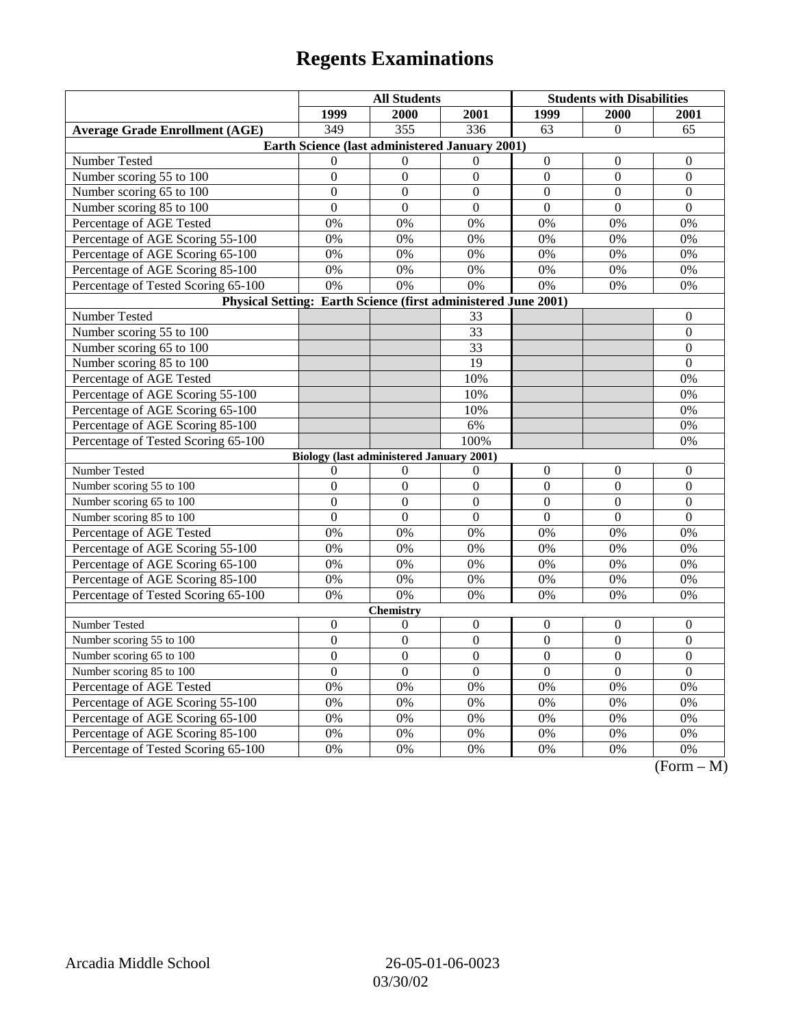# Regents Examinations

| | All Students | | | Students with Disabilities | | |
|---|---|---|---|---|---|---|
| | 1999 | 2000 | 2001 | 1999 | 2000 | 2001 |
| **Average Grade Enrollment (AGE)** | 349 | 355 | 336 | 63 | 0 | 65 |
| **Earth Science (last administered January 2001)** | | | | | | |
| Number Tested | 0 | 0 | 0 | 0 | 0 | 0 |
| Number scoring 55 to 100 | 0 | 0 | 0 | 0 | 0 | 0 |
| Number scoring 65 to 100 | 0 | 0 | 0 | 0 | 0 | 0 |
| Number scoring 85 to 100 | 0 | 0 | 0 | 0 | 0 | 0 |
| Percentage of AGE Tested | 0% | 0% | 0% | 0% | 0% | 0% |
| Percentage of AGE Scoring 55-100 | 0% | 0% | 0% | 0% | 0% | 0% |
| Percentage of AGE Scoring 65-100 | 0% | 0% | 0% | 0% | 0% | 0% |
| Percentage of AGE Scoring 85-100 | 0% | 0% | 0% | 0% | 0% | 0% |
| Percentage of Tested Scoring 65-100 | 0% | 0% | 0% | 0% | 0% | 0% |
| **Physical Setting: Earth Science (first administered June 2001)** | | | | | | |
| Number Tested | | | 33 | | | 0 |
| Number scoring 55 to 100 | | | 33 | | | 0 |
| Number scoring 65 to 100 | | | 33 | | | 0 |
| Number scoring 85 to 100 | | | 19 | | | 0 |
| Percentage of AGE Tested | | | 10% | | | 0% |
| Percentage of AGE Scoring 55-100 | | | 10% | | | 0% |
| Percentage of AGE Scoring 65-100 | | | 10% | | | 0% |
| Percentage of AGE Scoring 85-100 | | | 6% | | | 0% |
| Percentage of Tested Scoring 65-100 | | | 100% | | | 0% |
| **Biology (last administered January 2001)** | | | | | | |
| Number Tested | 0 | 0 | 0 | 0 | 0 | 0 |
| Number scoring 55 to 100 | 0 | 0 | 0 | 0 | 0 | 0 |
| Number scoring 65 to 100 | 0 | 0 | 0 | 0 | 0 | 0 |
| Number scoring 85 to 100 | 0 | 0 | 0 | 0 | 0 | 0 |
| Percentage of AGE Tested | 0% | 0% | 0% | 0% | 0% | 0% |
| Percentage of AGE Scoring 55-100 | 0% | 0% | 0% | 0% | 0% | 0% |
| Percentage of AGE Scoring 65-100 | 0% | 0% | 0% | 0% | 0% | 0% |
| Percentage of AGE Scoring 85-100 | 0% | 0% | 0% | 0% | 0% | 0% |
| Percentage of Tested Scoring 65-100 | 0% | 0% | 0% | 0% | 0% | 0% |
| **Chemistry** | | | | | | |
| Number Tested | 0 | 0 | 0 | 0 | 0 | 0 |
| Number scoring 55 to 100 | 0 | 0 | 0 | 0 | 0 | 0 |
| Number scoring 65 to 100 | 0 | 0 | 0 | 0 | 0 | 0 |
| Number scoring 85 to 100 | 0 | 0 | 0 | 0 | 0 | 0 |
| Percentage of AGE Tested | 0% | 0% | 0% | 0% | 0% | 0% |
| Percentage of AGE Scoring 55-100 | 0% | 0% | 0% | 0% | 0% | 0% |
| Percentage of AGE Scoring 65-100 | 0% | 0% | 0% | 0% | 0% | 0% |
| Percentage of AGE Scoring 85-100 | 0% | 0% | 0% | 0% | 0% | 0% |
| Percentage of Tested Scoring 65-100 | 0% | 0% | 0% | 0% | 0% | 0% |

(Form – M)

Arcadia Middle School 26-05-01-06-0023
03/30/02